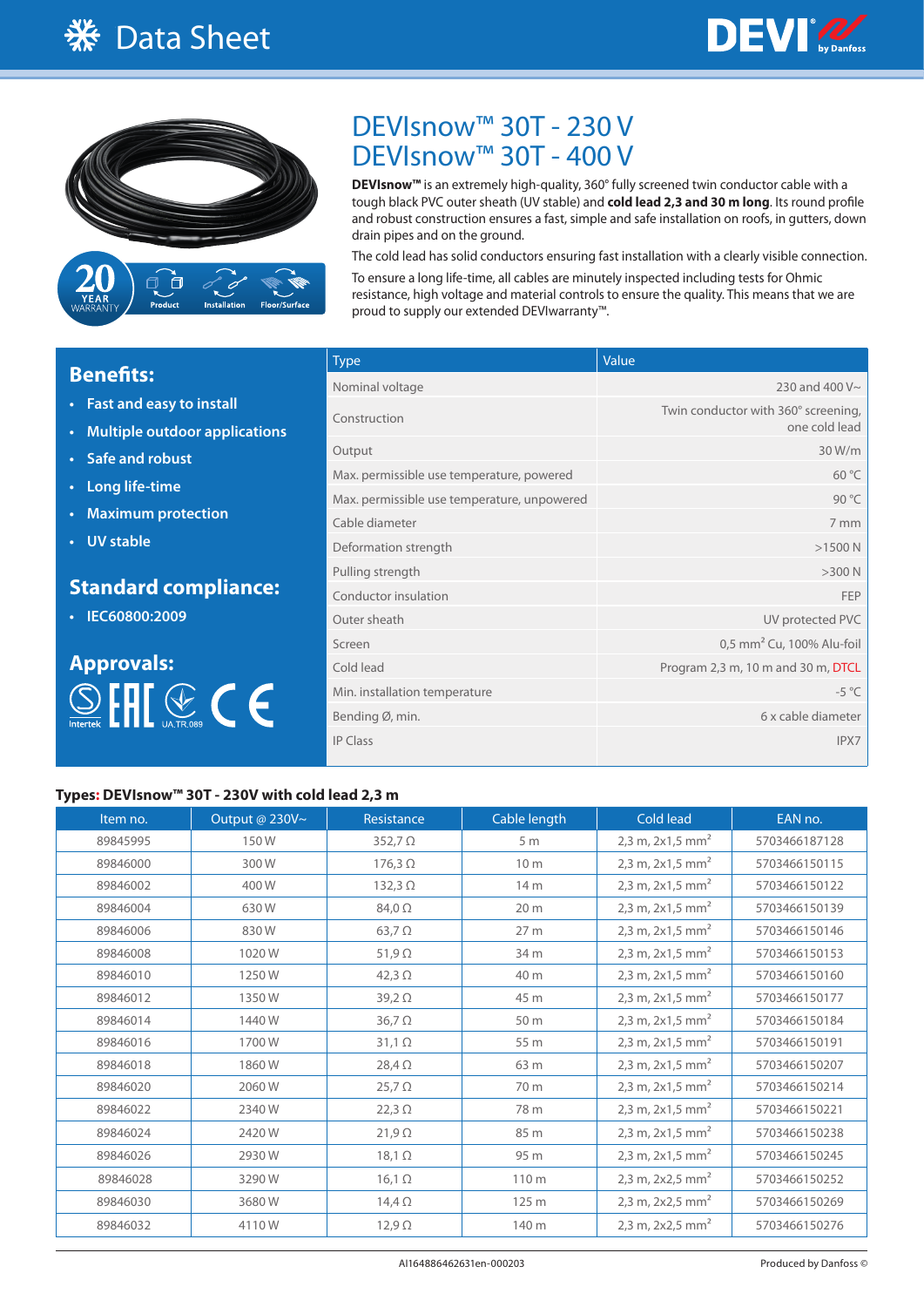# Data Sheet

# DEVIsnow™ 30T - 230 V
# DEVIsnow™ 30T - 400 V

20 YEAR WARRANTY — Product, Installation, Floor/Surface

**DEVIsnow™** is an extremely high-quality, 360° fully screened twin conductor cable with a tough black PVC outer sheath (UV stable) and **cold lead 2,3 and 30 m long**. Its round profile and robust construction ensures a fast, simple and safe installation on roofs, in gutters, down drain pipes and on the ground.

The cold lead has solid conductors ensuring fast installation with a clearly visible connection.

To ensure a long life-time, all cables are minutely inspected including tests for Ohmic resistance, high voltage and material controls to ensure the quality. This means that we are proud to supply our extended DEVIwarranty™.

## Benefits:

- Fast and easy to install
- Multiple outdoor applications
- Safe and robust
- Long life-time
- Maximum protection
- UV stable

## Standard compliance:

- IEC60800:2009

## Approvals:

Intertek, EAC, UA.TR.089, CE

| Type | Value |
|---|---|
| Nominal voltage | 230 and 400 V~ |
| Construction | Twin conductor with 360° screening, one cold lead |
| Output | 30 W/m |
| Max. permissible use temperature, powered | 60 °C |
| Max. permissible use temperature, unpowered | 90 °C |
| Cable diameter | 7 mm |
| Deformation strength | >1500 N |
| Pulling strength | >300 N |
| Conductor insulation | FEP |
| Outer sheath | UV protected PVC |
| Screen | 0,5 mm² Cu, 100% Alu-foil |
| Cold lead | Program 2,3 m, 10 m and 30 m, DTCL |
| Min. installation temperature | -5 °C |
| Bending Ø, min. | 6 x cable diameter |
| IP Class | IPX7 |

### Types: DEVIsnow™ 30T - 230V with cold lead 2,3 m

| Item no. | Output @ 230V~ | Resistance | Cable length | Cold lead | EAN no. |
|---|---|---|---|---|---|
| 89845995 | 150 W | 352,7 Ω | 5 m | 2,3 m, 2x1,5 mm² | 5703466187128 |
| 89846000 | 300 W | 176,3 Ω | 10 m | 2,3 m, 2x1,5 mm² | 5703466150115 |
| 89846002 | 400 W | 132,3 Ω | 14 m | 2,3 m, 2x1,5 mm² | 5703466150122 |
| 89846004 | 630 W | 84,0 Ω | 20 m | 2,3 m, 2x1,5 mm² | 5703466150139 |
| 89846006 | 830 W | 63,7 Ω | 27 m | 2,3 m, 2x1,5 mm² | 5703466150146 |
| 89846008 | 1020 W | 51,9 Ω | 34 m | 2,3 m, 2x1,5 mm² | 5703466150153 |
| 89846010 | 1250 W | 42,3 Ω | 40 m | 2,3 m, 2x1,5 mm² | 5703466150160 |
| 89846012 | 1350 W | 39,2 Ω | 45 m | 2,3 m, 2x1,5 mm² | 5703466150177 |
| 89846014 | 1440 W | 36,7 Ω | 50 m | 2,3 m, 2x1,5 mm² | 5703466150184 |
| 89846016 | 1700 W | 31,1 Ω | 55 m | 2,3 m, 2x1,5 mm² | 5703466150191 |
| 89846018 | 1860 W | 28,4 Ω | 63 m | 2,3 m, 2x1,5 mm² | 5703466150207 |
| 89846020 | 2060 W | 25,7 Ω | 70 m | 2,3 m, 2x1,5 mm² | 5703466150214 |
| 89846022 | 2340 W | 22,3 Ω | 78 m | 2,3 m, 2x1,5 mm² | 5703466150221 |
| 89846024 | 2420 W | 21,9 Ω | 85 m | 2,3 m, 2x1,5 mm² | 5703466150238 |
| 89846026 | 2930 W | 18,1 Ω | 95 m | 2,3 m, 2x1,5 mm² | 5703466150245 |
| 89846028 | 3290 W | 16,1 Ω | 110 m | 2,3 m, 2x2,5 mm² | 5703466150252 |
| 89846030 | 3680 W | 14,4 Ω | 125 m | 2,3 m, 2x2,5 mm² | 5703466150269 |
| 89846032 | 4110 W | 12,9 Ω | 140 m | 2,3 m, 2x2,5 mm² | 5703466150276 |

AI164886462631en-000203

Produced by Danfoss ©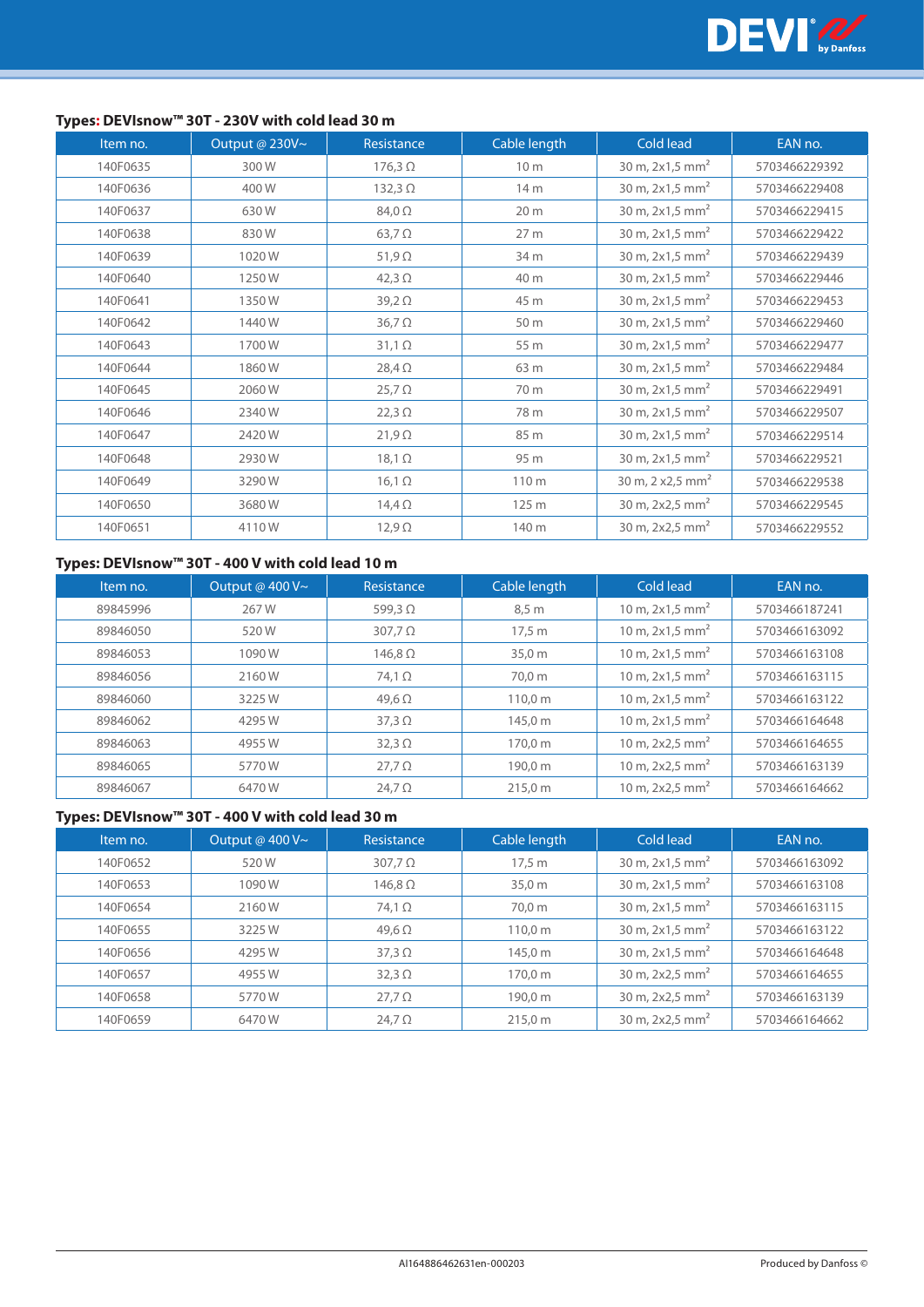### Types: DEVIsnow™ 30T - 230V with cold lead 30 m

| Item no. | Output @ 230V~ | Resistance | Cable length | Cold lead | EAN no. |
|---|---|---|---|---|---|
| 140F0635 | 300 W | 176,3 Ω | 10 m | 30 m, 2x1,5 mm$^2$ | 5703466229392 |
| 140F0636 | 400 W | 132,3 Ω | 14 m | 30 m, 2x1,5 mm$^2$ | 5703466229408 |
| 140F0637 | 630 W | 84,0 Ω | 20 m | 30 m, 2x1,5 mm$^2$ | 5703466229415 |
| 140F0638 | 830 W | 63,7 Ω | 27 m | 30 m, 2x1,5 mm$^2$ | 5703466229422 |
| 140F0639 | 1020 W | 51,9 Ω | 34 m | 30 m, 2x1,5 mm$^2$ | 5703466229439 |
| 140F0640 | 1250 W | 42,3 Ω | 40 m | 30 m, 2x1,5 mm$^2$ | 5703466229446 |
| 140F0641 | 1350 W | 39,2 Ω | 45 m | 30 m, 2x1,5 mm$^2$ | 5703466229453 |
| 140F0642 | 1440 W | 36,7 Ω | 50 m | 30 m, 2x1,5 mm$^2$ | 5703466229460 |
| 140F0643 | 1700 W | 31,1 Ω | 55 m | 30 m, 2x1,5 mm$^2$ | 5703466229477 |
| 140F0644 | 1860 W | 28,4 Ω | 63 m | 30 m, 2x1,5 mm$^2$ | 5703466229484 |
| 140F0645 | 2060 W | 25,7 Ω | 70 m | 30 m, 2x1,5 mm$^2$ | 5703466229491 |
| 140F0646 | 2340 W | 22,3 Ω | 78 m | 30 m, 2x1,5 mm$^2$ | 5703466229507 |
| 140F0647 | 2420 W | 21,9 Ω | 85 m | 30 m, 2x1,5 mm$^2$ | 5703466229514 |
| 140F0648 | 2930 W | 18,1 Ω | 95 m | 30 m, 2x1,5 mm$^2$ | 5703466229521 |
| 140F0649 | 3290 W | 16,1 Ω | 110 m | 30 m, 2 x2,5 mm$^2$ | 5703466229538 |
| 140F0650 | 3680 W | 14,4 Ω | 125 m | 30 m, 2x2,5 mm$^2$ | 5703466229545 |
| 140F0651 | 4110 W | 12,9 Ω | 140 m | 30 m, 2x2,5 mm$^2$ | 5703466229552 |

### Types: DEVIsnow™ 30T - 400 V with cold lead 10 m

| Item no. | Output @ 400 V~ | Resistance | Cable length | Cold lead | EAN no. |
|---|---|---|---|---|---|
| 89845996 | 267 W | 599,3 Ω | 8,5 m | 10 m, 2x1,5 mm$^2$ | 5703466187241 |
| 89846050 | 520 W | 307,7 Ω | 17,5 m | 10 m, 2x1,5 mm$^2$ | 5703466163092 |
| 89846053 | 1090 W | 146,8 Ω | 35,0 m | 10 m, 2x1,5 mm$^2$ | 5703466163108 |
| 89846056 | 2160 W | 74,1 Ω | 70,0 m | 10 m, 2x1,5 mm$^2$ | 5703466163115 |
| 89846060 | 3225 W | 49,6 Ω | 110,0 m | 10 m, 2x1,5 mm$^2$ | 5703466163122 |
| 89846062 | 4295 W | 37,3 Ω | 145,0 m | 10 m, 2x1,5 mm$^2$ | 5703466164648 |
| 89846063 | 4955 W | 32,3 Ω | 170,0 m | 10 m, 2x2,5 mm$^2$ | 5703466164655 |
| 89846065 | 5770 W | 27,7 Ω | 190,0 m | 10 m, 2x2,5 mm$^2$ | 5703466163139 |
| 89846067 | 6470 W | 24,7 Ω | 215,0 m | 10 m, 2x2,5 mm$^2$ | 5703466164662 |

### Types: DEVIsnow™ 30T - 400 V with cold lead 30 m

| Item no. | Output @ 400 V~ | Resistance | Cable length | Cold lead | EAN no. |
|---|---|---|---|---|---|
| 140F0652 | 520 W | 307,7 Ω | 17,5 m | 30 m, 2x1,5 mm$^2$ | 5703466163092 |
| 140F0653 | 1090 W | 146,8 Ω | 35,0 m | 30 m, 2x1,5 mm$^2$ | 5703466163108 |
| 140F0654 | 2160 W | 74,1 Ω | 70,0 m | 30 m, 2x1,5 mm$^2$ | 5703466163115 |
| 140F0655 | 3225 W | 49,6 Ω | 110,0 m | 30 m, 2x1,5 mm$^2$ | 5703466163122 |
| 140F0656 | 4295 W | 37,3 Ω | 145,0 m | 30 m, 2x1,5 mm$^2$ | 5703466164648 |
| 140F0657 | 4955 W | 32,3 Ω | 170,0 m | 30 m, 2x2,5 mm$^2$ | 5703466164655 |
| 140F0658 | 5770 W | 27,7 Ω | 190,0 m | 30 m, 2x2,5 mm$^2$ | 5703466163139 |
| 140F0659 | 6470 W | 24,7 Ω | 215,0 m | 30 m, 2x2,5 mm$^2$ | 5703466164662 |

AI164886462631en-000203

Produced by Danfoss ©